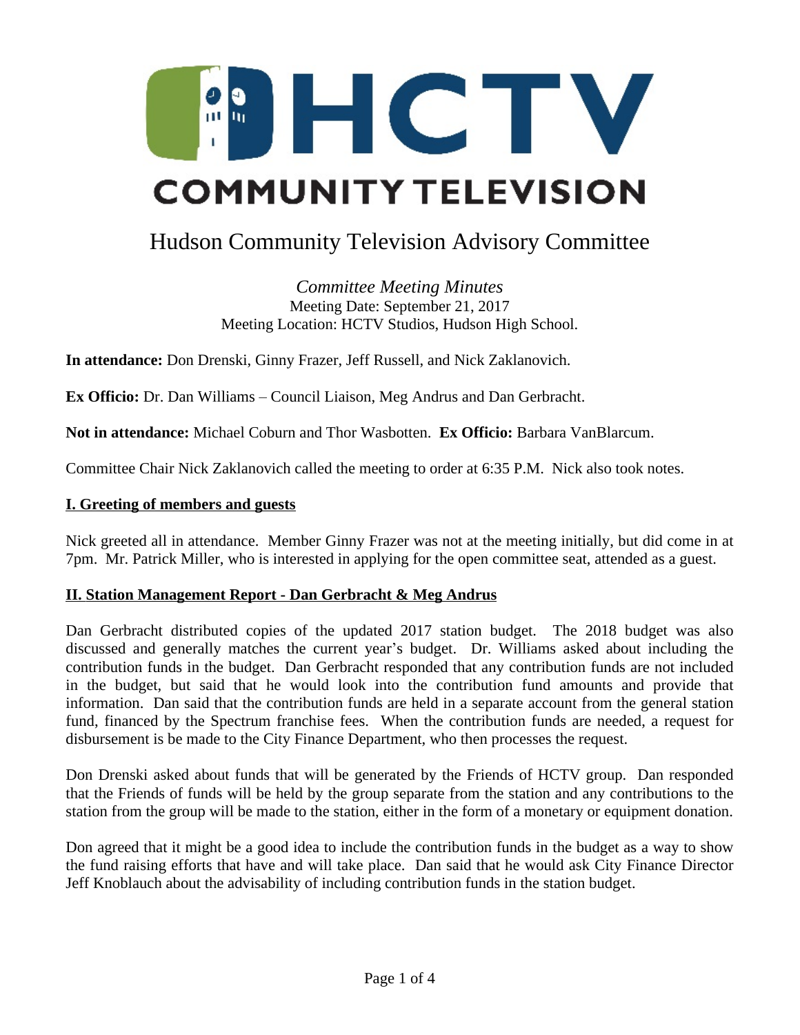# HCTV COMMUNITY TELEVISION

## Hudson Community Television Advisory Committee

*Committee Meeting Minutes*
Meeting Date: September 21, 2017
Meeting Location: HCTV Studios, Hudson High School.

**In attendance:** Don Drenski, Ginny Frazer, Jeff Russell, and Nick Zaklanovich.

**Ex Officio:** Dr. Dan Williams – Council Liaison, Meg Andrus and Dan Gerbracht.

**Not in attendance:** Michael Coburn and Thor Wasbotten. **Ex Officio:** Barbara VanBlarcum.

Committee Chair Nick Zaklanovich called the meeting to order at 6:35 P.M. Nick also took notes.

### I. Greeting of members and guests

Nick greeted all in attendance. Member Ginny Frazer was not at the meeting initially, but did come in at 7pm. Mr. Patrick Miller, who is interested in applying for the open committee seat, attended as a guest.

### II. Station Management Report - Dan Gerbracht & Meg Andrus

Dan Gerbracht distributed copies of the updated 2017 station budget. The 2018 budget was also discussed and generally matches the current year's budget. Dr. Williams asked about including the contribution funds in the budget. Dan Gerbracht responded that any contribution funds are not included in the budget, but said that he would look into the contribution fund amounts and provide that information. Dan said that the contribution funds are held in a separate account from the general station fund, financed by the Spectrum franchise fees. When the contribution funds are needed, a request for disbursement is be made to the City Finance Department, who then processes the request.

Don Drenski asked about funds that will be generated by the Friends of HCTV group. Dan responded that the Friends of funds will be held by the group separate from the station and any contributions to the station from the group will be made to the station, either in the form of a monetary or equipment donation.

Don agreed that it might be a good idea to include the contribution funds in the budget as a way to show the fund raising efforts that have and will take place. Dan said that he would ask City Finance Director Jeff Knoblauch about the advisability of including contribution funds in the station budget.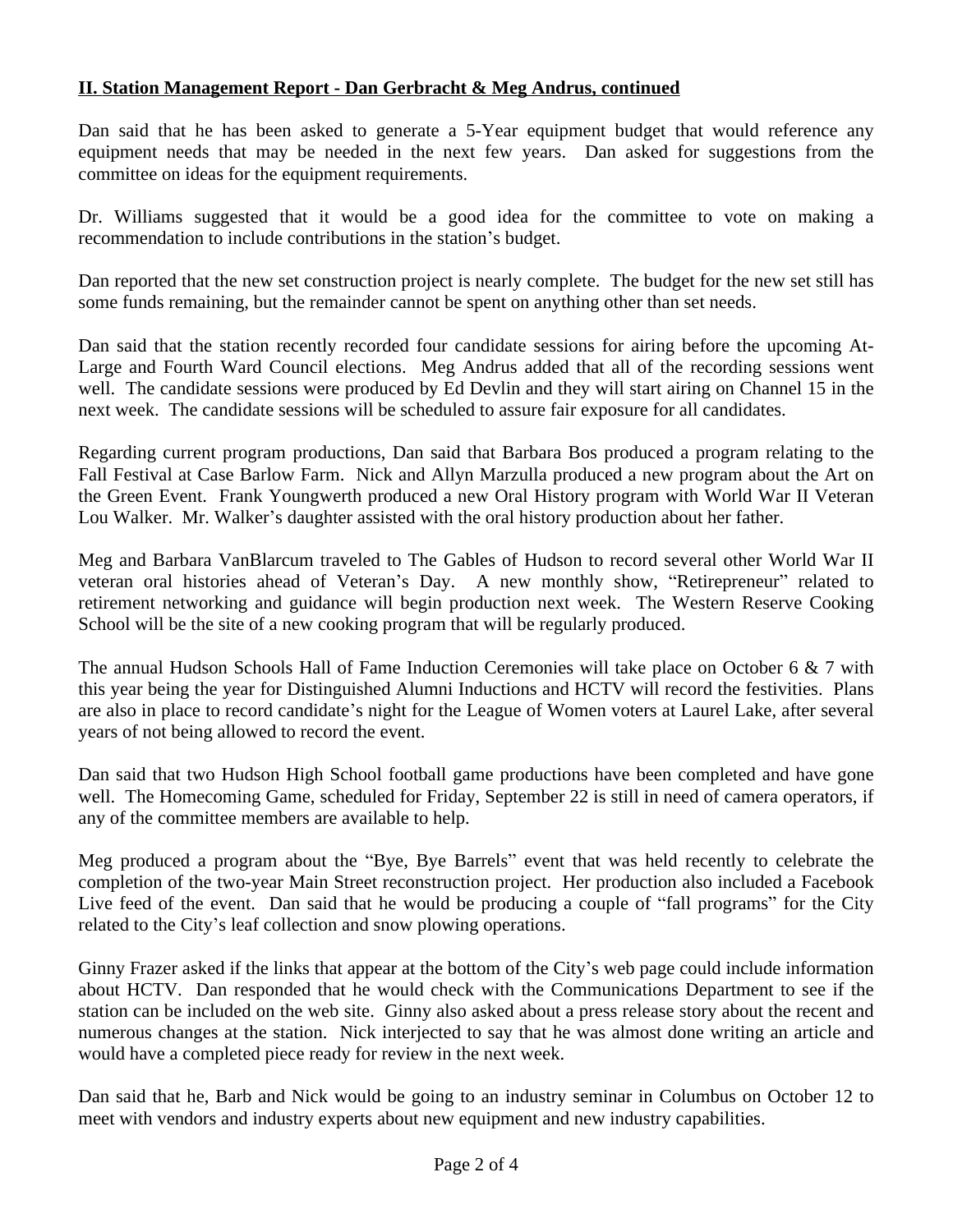**II. Station Management Report - Dan Gerbracht & Meg Andrus, continued**

Dan said that he has been asked to generate a 5-Year equipment budget that would reference any equipment needs that may be needed in the next few years. Dan asked for suggestions from the committee on ideas for the equipment requirements.

Dr. Williams suggested that it would be a good idea for the committee to vote on making a recommendation to include contributions in the station's budget.

Dan reported that the new set construction project is nearly complete. The budget for the new set still has some funds remaining, but the remainder cannot be spent on anything other than set needs.

Dan said that the station recently recorded four candidate sessions for airing before the upcoming At-Large and Fourth Ward Council elections. Meg Andrus added that all of the recording sessions went well. The candidate sessions were produced by Ed Devlin and they will start airing on Channel 15 in the next week. The candidate sessions will be scheduled to assure fair exposure for all candidates.

Regarding current program productions, Dan said that Barbara Bos produced a program relating to the Fall Festival at Case Barlow Farm. Nick and Allyn Marzulla produced a new program about the Art on the Green Event. Frank Youngwerth produced a new Oral History program with World War II Veteran Lou Walker. Mr. Walker's daughter assisted with the oral history production about her father.

Meg and Barbara VanBlarcum traveled to The Gables of Hudson to record several other World War II veteran oral histories ahead of Veteran's Day. A new monthly show, "Retirepreneur" related to retirement networking and guidance will begin production next week. The Western Reserve Cooking School will be the site of a new cooking program that will be regularly produced.

The annual Hudson Schools Hall of Fame Induction Ceremonies will take place on October 6 & 7 with this year being the year for Distinguished Alumni Inductions and HCTV will record the festivities. Plans are also in place to record candidate's night for the League of Women voters at Laurel Lake, after several years of not being allowed to record the event.

Dan said that two Hudson High School football game productions have been completed and have gone well. The Homecoming Game, scheduled for Friday, September 22 is still in need of camera operators, if any of the committee members are available to help.

Meg produced a program about the "Bye, Bye Barrels" event that was held recently to celebrate the completion of the two-year Main Street reconstruction project. Her production also included a Facebook Live feed of the event. Dan said that he would be producing a couple of "fall programs" for the City related to the City's leaf collection and snow plowing operations.

Ginny Frazer asked if the links that appear at the bottom of the City's web page could include information about HCTV. Dan responded that he would check with the Communications Department to see if the station can be included on the web site. Ginny also asked about a press release story about the recent and numerous changes at the station. Nick interjected to say that he was almost done writing an article and would have a completed piece ready for review in the next week.

Dan said that he, Barb and Nick would be going to an industry seminar in Columbus on October 12 to meet with vendors and industry experts about new equipment and new industry capabilities.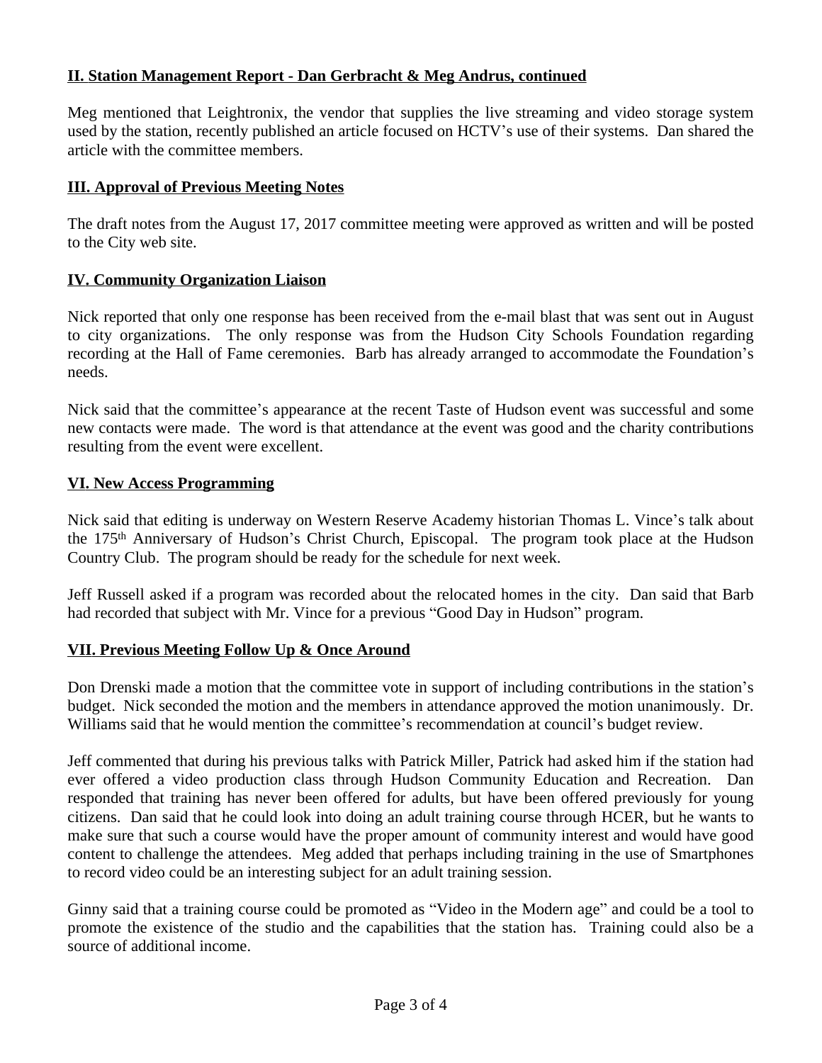## II. Station Management Report - Dan Gerbracht & Meg Andrus, continued

Meg mentioned that Leightronix, the vendor that supplies the live streaming and video storage system used by the station, recently published an article focused on HCTV's use of their systems. Dan shared the article with the committee members.

## III. Approval of Previous Meeting Notes

The draft notes from the August 17, 2017 committee meeting were approved as written and will be posted to the City web site.

## IV. Community Organization Liaison

Nick reported that only one response has been received from the e-mail blast that was sent out in August to city organizations. The only response was from the Hudson City Schools Foundation regarding recording at the Hall of Fame ceremonies. Barb has already arranged to accommodate the Foundation's needs.

Nick said that the committee's appearance at the recent Taste of Hudson event was successful and some new contacts were made. The word is that attendance at the event was good and the charity contributions resulting from the event were excellent.

## VI. New Access Programming

Nick said that editing is underway on Western Reserve Academy historian Thomas L. Vince's talk about the 175th Anniversary of Hudson's Christ Church, Episcopal. The program took place at the Hudson Country Club. The program should be ready for the schedule for next week.

Jeff Russell asked if a program was recorded about the relocated homes in the city. Dan said that Barb had recorded that subject with Mr. Vince for a previous "Good Day in Hudson" program.

## VII. Previous Meeting Follow Up & Once Around

Don Drenski made a motion that the committee vote in support of including contributions in the station's budget. Nick seconded the motion and the members in attendance approved the motion unanimously. Dr. Williams said that he would mention the committee's recommendation at council's budget review.

Jeff commented that during his previous talks with Patrick Miller, Patrick had asked him if the station had ever offered a video production class through Hudson Community Education and Recreation. Dan responded that training has never been offered for adults, but have been offered previously for young citizens. Dan said that he could look into doing an adult training course through HCER, but he wants to make sure that such a course would have the proper amount of community interest and would have good content to challenge the attendees. Meg added that perhaps including training in the use of Smartphones to record video could be an interesting subject for an adult training session.

Ginny said that a training course could be promoted as "Video in the Modern age" and could be a tool to promote the existence of the studio and the capabilities that the station has. Training could also be a source of additional income.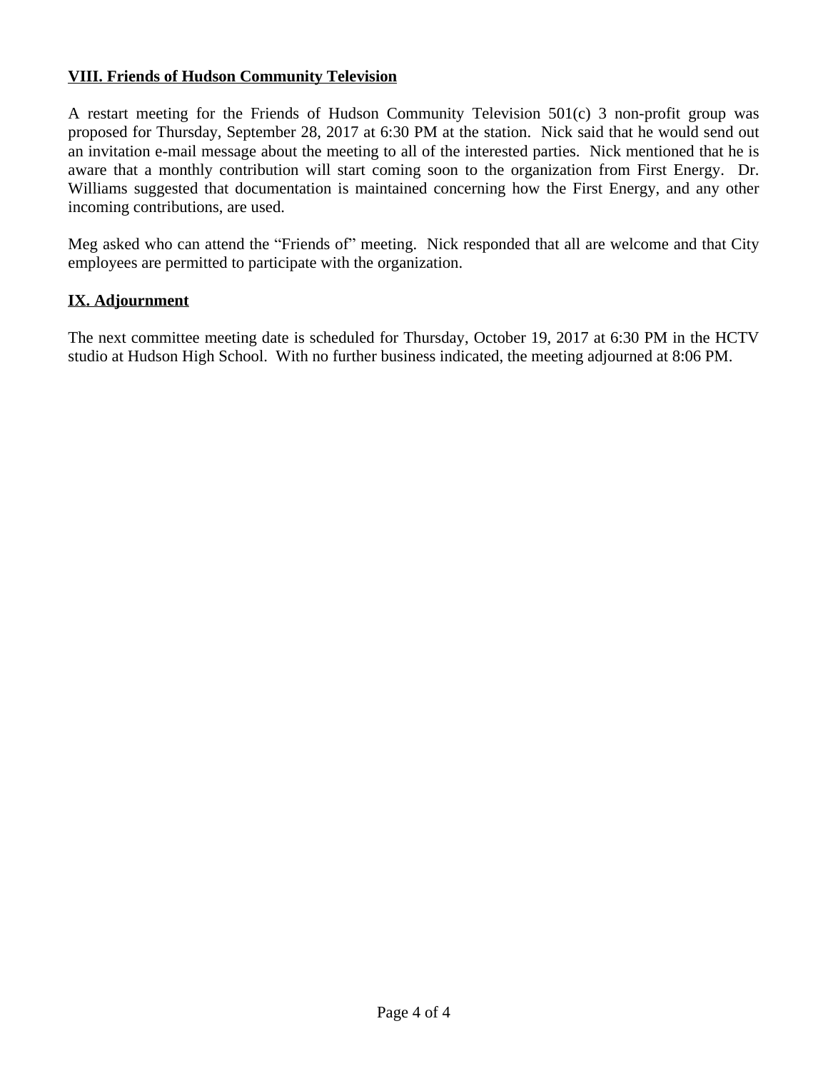**VIII. Friends of Hudson Community Television**

A restart meeting for the Friends of Hudson Community Television 501(c) 3 non-profit group was proposed for Thursday, September 28, 2017 at 6:30 PM at the station. Nick said that he would send out an invitation e-mail message about the meeting to all of the interested parties. Nick mentioned that he is aware that a monthly contribution will start coming soon to the organization from First Energy. Dr. Williams suggested that documentation is maintained concerning how the First Energy, and any other incoming contributions, are used.

Meg asked who can attend the "Friends of" meeting. Nick responded that all are welcome and that City employees are permitted to participate with the organization.

**IX. Adjournment**

The next committee meeting date is scheduled for Thursday, October 19, 2017 at 6:30 PM in the HCTV studio at Hudson High School. With no further business indicated, the meeting adjourned at 8:06 PM.